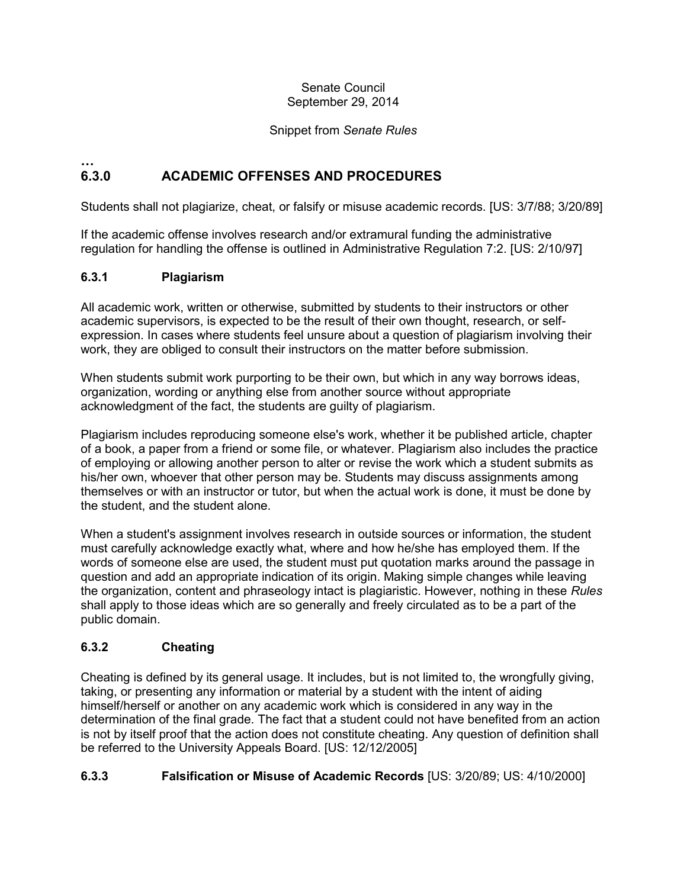Senate Council
September 29, 2014

Snippet from *Senate Rules*

…

## 6.3.0 ACADEMIC OFFENSES AND PROCEDURES

Students shall not plagiarize, cheat, or falsify or misuse academic records. [US: 3/7/88; 3/20/89]

If the academic offense involves research and/or extramural funding the administrative regulation for handling the offense is outlined in Administrative Regulation 7:2. [US: 2/10/97]

### 6.3.1 Plagiarism

All academic work, written or otherwise, submitted by students to their instructors or other academic supervisors, is expected to be the result of their own thought, research, or self-expression. In cases where students feel unsure about a question of plagiarism involving their work, they are obliged to consult their instructors on the matter before submission.

When students submit work purporting to be their own, but which in any way borrows ideas, organization, wording or anything else from another source without appropriate acknowledgment of the fact, the students are guilty of plagiarism.

Plagiarism includes reproducing someone else's work, whether it be published article, chapter of a book, a paper from a friend or some file, or whatever. Plagiarism also includes the practice of employing or allowing another person to alter or revise the work which a student submits as his/her own, whoever that other person may be. Students may discuss assignments among themselves or with an instructor or tutor, but when the actual work is done, it must be done by the student, and the student alone.

When a student's assignment involves research in outside sources or information, the student must carefully acknowledge exactly what, where and how he/she has employed them. If the words of someone else are used, the student must put quotation marks around the passage in question and add an appropriate indication of its origin. Making simple changes while leaving the organization, content and phraseology intact is plagiaristic. However, nothing in these *Rules* shall apply to those ideas which are so generally and freely circulated as to be a part of the public domain.

### 6.3.2 Cheating

Cheating is defined by its general usage. It includes, but is not limited to, the wrongfully giving, taking, or presenting any information or material by a student with the intent of aiding himself/herself or another on any academic work which is considered in any way in the determination of the final grade. The fact that a student could not have benefited from an action is not by itself proof that the action does not constitute cheating. Any question of definition shall be referred to the University Appeals Board. [US: 12/12/2005]

### 6.3.3 Falsification or Misuse of Academic Records [US: 3/20/89; US: 4/10/2000]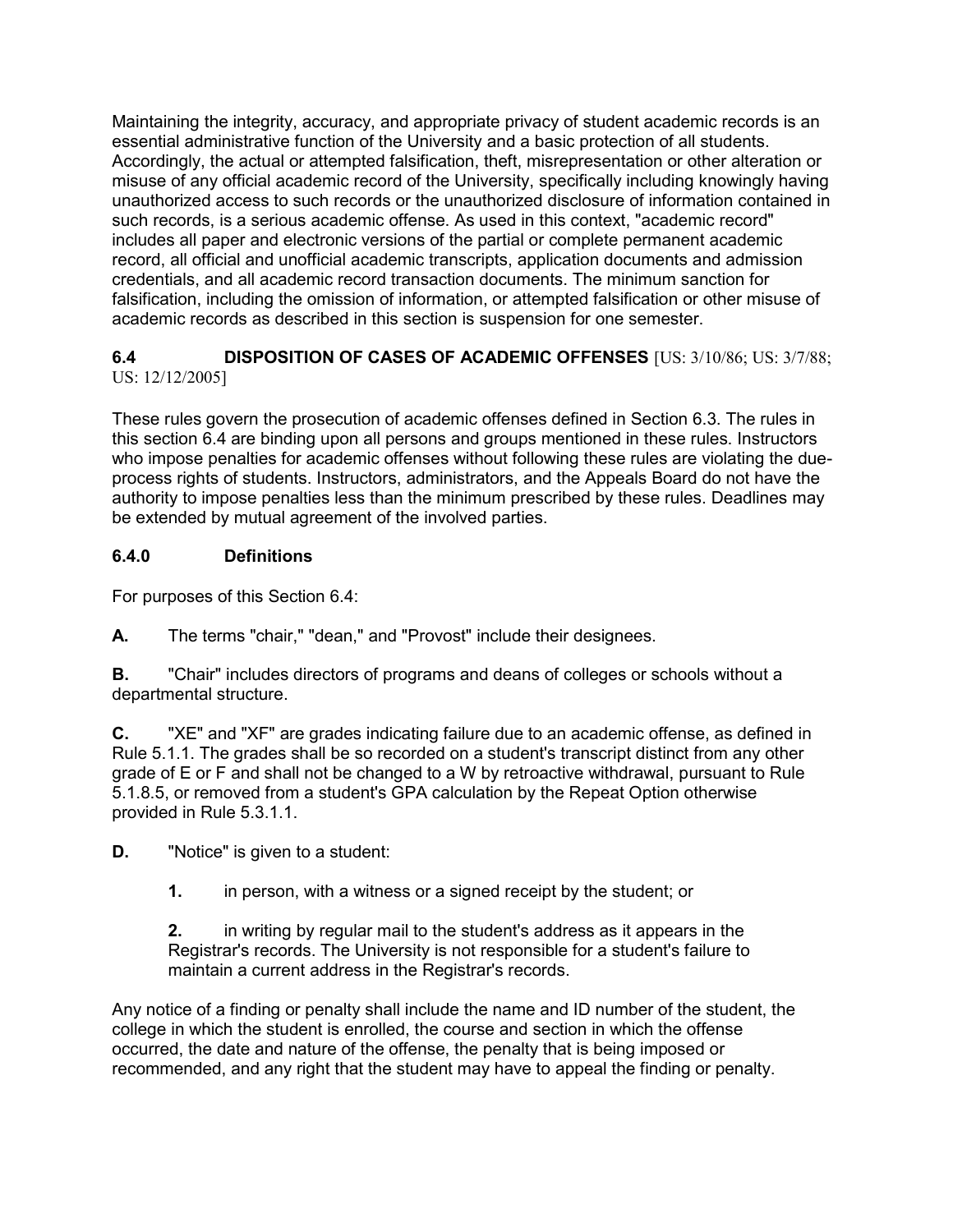Maintaining the integrity, accuracy, and appropriate privacy of student academic records is an essential administrative function of the University and a basic protection of all students. Accordingly, the actual or attempted falsification, theft, misrepresentation or other alteration or misuse of any official academic record of the University, specifically including knowingly having unauthorized access to such records or the unauthorized disclosure of information contained in such records, is a serious academic offense. As used in this context, "academic record" includes all paper and electronic versions of the partial or complete permanent academic record, all official and unofficial academic transcripts, application documents and admission credentials, and all academic record transaction documents. The minimum sanction for falsification, including the omission of information, or attempted falsification or other misuse of academic records as described in this section is suspension for one semester.

## 6.4 DISPOSITION OF CASES OF ACADEMIC OFFENSES [US: 3/10/86; US: 3/7/88; US: 12/12/2005]

These rules govern the prosecution of academic offenses defined in Section 6.3. The rules in this section 6.4 are binding upon all persons and groups mentioned in these rules. Instructors who impose penalties for academic offenses without following these rules are violating the due-process rights of students. Instructors, administrators, and the Appeals Board do not have the authority to impose penalties less than the minimum prescribed by these rules. Deadlines may be extended by mutual agreement of the involved parties.

### 6.4.0 Definitions

For purposes of this Section 6.4:

**A.** The terms "chair," "dean," and "Provost" include their designees.

**B.** "Chair" includes directors of programs and deans of colleges or schools without a departmental structure.

**C.** "XE" and "XF" are grades indicating failure due to an academic offense, as defined in Rule 5.1.1. The grades shall be so recorded on a student's transcript distinct from any other grade of E or F and shall not be changed to a W by retroactive withdrawal, pursuant to Rule 5.1.8.5, or removed from a student's GPA calculation by the Repeat Option otherwise provided in Rule 5.3.1.1.

**D.** "Notice" is given to a student:

> **1.** in person, with a witness or a signed receipt by the student; or
>
> **2.** in writing by regular mail to the student's address as it appears in the Registrar's records. The University is not responsible for a student's failure to maintain a current address in the Registrar's records.

Any notice of a finding or penalty shall include the name and ID number of the student, the college in which the student is enrolled, the course and section in which the offense occurred, the date and nature of the offense, the penalty that is being imposed or recommended, and any right that the student may have to appeal the finding or penalty.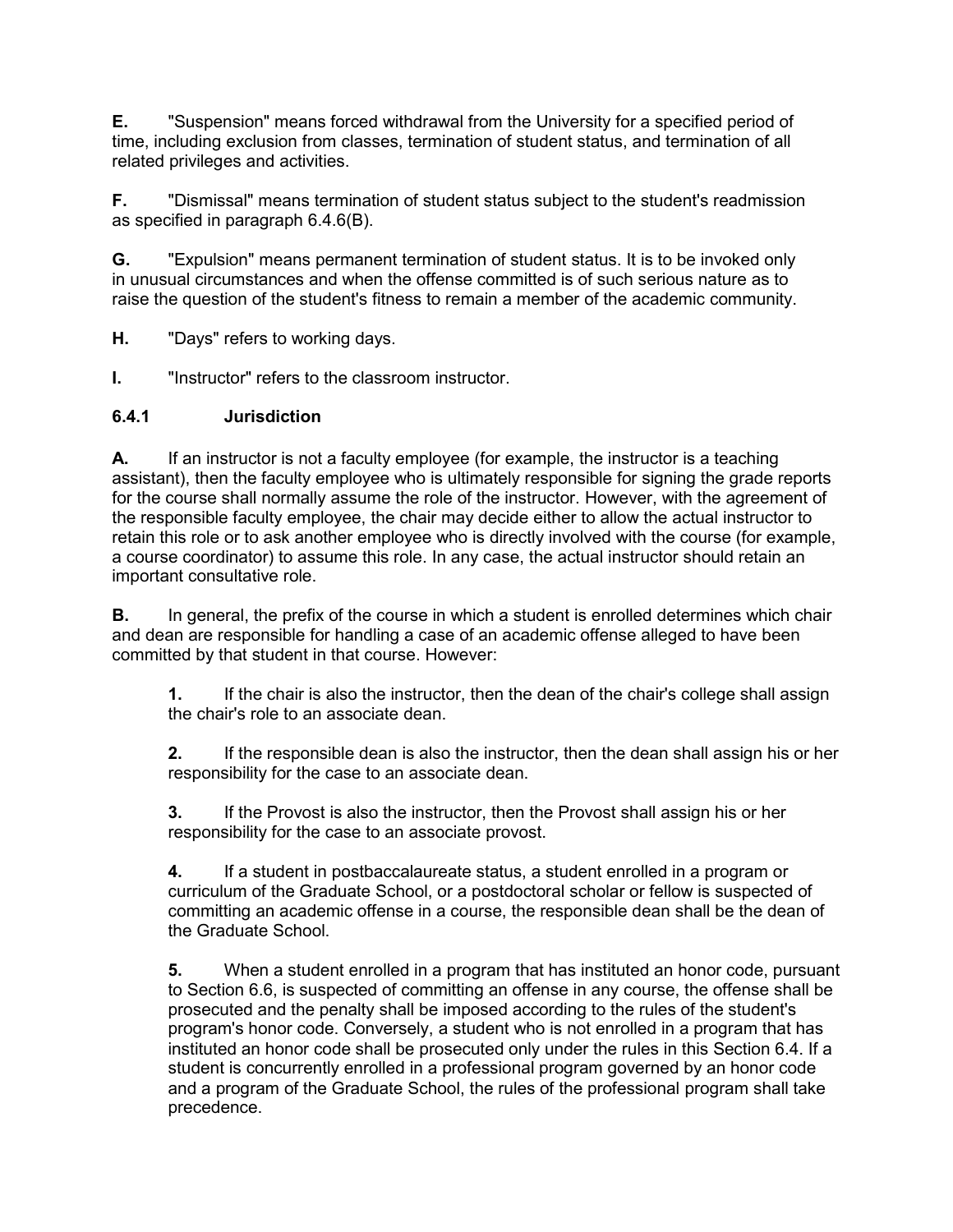**E.** "Suspension" means forced withdrawal from the University for a specified period of time, including exclusion from classes, termination of student status, and termination of all related privileges and activities.

**F.** "Dismissal" means termination of student status subject to the student's readmission as specified in paragraph 6.4.6(B).

**G.** "Expulsion" means permanent termination of student status. It is to be invoked only in unusual circumstances and when the offense committed is of such serious nature as to raise the question of the student's fitness to remain a member of the academic community.

**H.** "Days" refers to working days.

**I.** "Instructor" refers to the classroom instructor.

### 6.4.1 Jurisdiction

**A.** If an instructor is not a faculty employee (for example, the instructor is a teaching assistant), then the faculty employee who is ultimately responsible for signing the grade reports for the course shall normally assume the role of the instructor. However, with the agreement of the responsible faculty employee, the chair may decide either to allow the actual instructor to retain this role or to ask another employee who is directly involved with the course (for example, a course coordinator) to assume this role. In any case, the actual instructor should retain an important consultative role.

**B.** In general, the prefix of the course in which a student is enrolled determines which chair and dean are responsible for handling a case of an academic offense alleged to have been committed by that student in that course. However:

> **1.** If the chair is also the instructor, then the dean of the chair's college shall assign the chair's role to an associate dean.
>
> **2.** If the responsible dean is also the instructor, then the dean shall assign his or her responsibility for the case to an associate dean.
>
> **3.** If the Provost is also the instructor, then the Provost shall assign his or her responsibility for the case to an associate provost.
>
> **4.** If a student in postbaccalaureate status, a student enrolled in a program or curriculum of the Graduate School, or a postdoctoral scholar or fellow is suspected of committing an academic offense in a course, the responsible dean shall be the dean of the Graduate School.
>
> **5.** When a student enrolled in a program that has instituted an honor code, pursuant to Section 6.6, is suspected of committing an offense in any course, the offense shall be prosecuted and the penalty shall be imposed according to the rules of the student's program's honor code. Conversely, a student who is not enrolled in a program that has instituted an honor code shall be prosecuted only under the rules in this Section 6.4. If a student is concurrently enrolled in a professional program governed by an honor code and a program of the Graduate School, the rules of the professional program shall take precedence.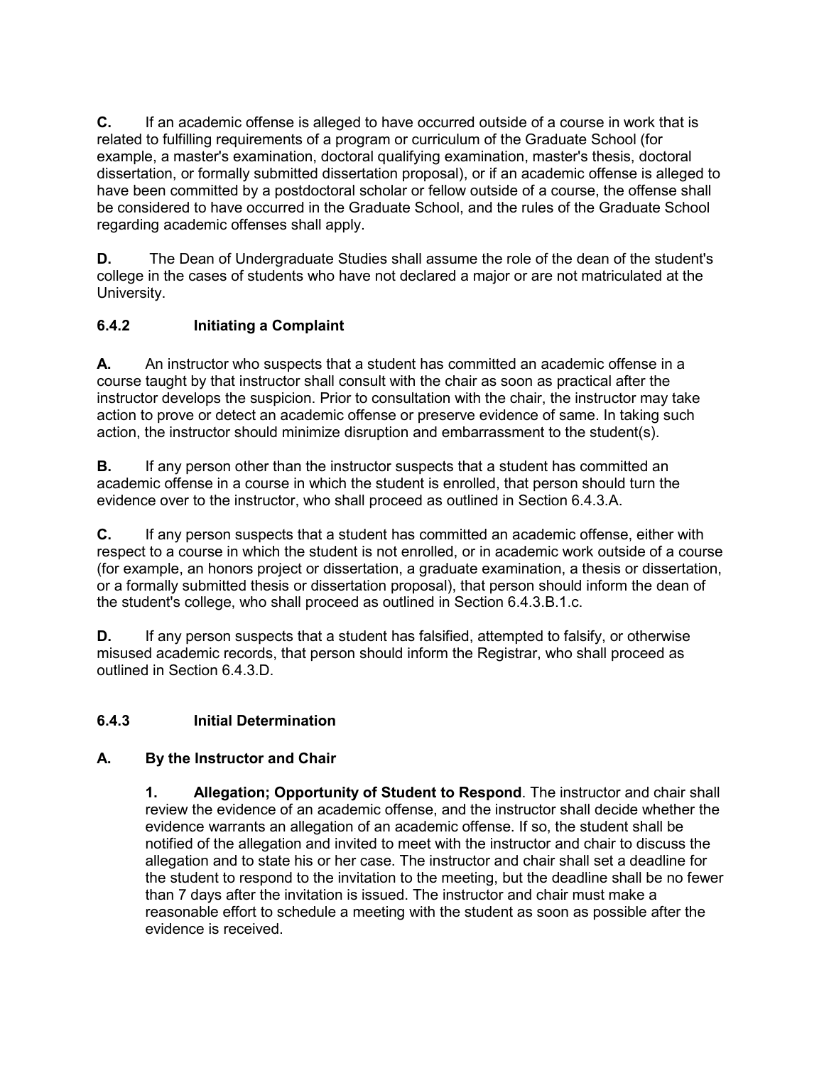**C.** If an academic offense is alleged to have occurred outside of a course in work that is related to fulfilling requirements of a program or curriculum of the Graduate School (for example, a master's examination, doctoral qualifying examination, master's thesis, doctoral dissertation, or formally submitted dissertation proposal), or if an academic offense is alleged to have been committed by a postdoctoral scholar or fellow outside of a course, the offense shall be considered to have occurred in the Graduate School, and the rules of the Graduate School regarding academic offenses shall apply.

**D.** The Dean of Undergraduate Studies shall assume the role of the dean of the student's college in the cases of students who have not declared a major or are not matriculated at the University.

### 6.4.2 Initiating a Complaint

**A.** An instructor who suspects that a student has committed an academic offense in a course taught by that instructor shall consult with the chair as soon as practical after the instructor develops the suspicion. Prior to consultation with the chair, the instructor may take action to prove or detect an academic offense or preserve evidence of same. In taking such action, the instructor should minimize disruption and embarrassment to the student(s).

**B.** If any person other than the instructor suspects that a student has committed an academic offense in a course in which the student is enrolled, that person should turn the evidence over to the instructor, who shall proceed as outlined in Section 6.4.3.A.

**C.** If any person suspects that a student has committed an academic offense, either with respect to a course in which the student is not enrolled, or in academic work outside of a course (for example, an honors project or dissertation, a graduate examination, a thesis or dissertation, or a formally submitted thesis or dissertation proposal), that person should inform the dean of the student's college, who shall proceed as outlined in Section 6.4.3.B.1.c.

**D.** If any person suspects that a student has falsified, attempted to falsify, or otherwise misused academic records, that person should inform the Registrar, who shall proceed as outlined in Section 6.4.3.D.

### 6.4.3 Initial Determination

#### A. By the Instructor and Chair

**1. Allegation; Opportunity of Student to Respond**. The instructor and chair shall review the evidence of an academic offense, and the instructor shall decide whether the evidence warrants an allegation of an academic offense. If so, the student shall be notified of the allegation and invited to meet with the instructor and chair to discuss the allegation and to state his or her case. The instructor and chair shall set a deadline for the student to respond to the invitation to the meeting, but the deadline shall be no fewer than 7 days after the invitation is issued. The instructor and chair must make a reasonable effort to schedule a meeting with the student as soon as possible after the evidence is received.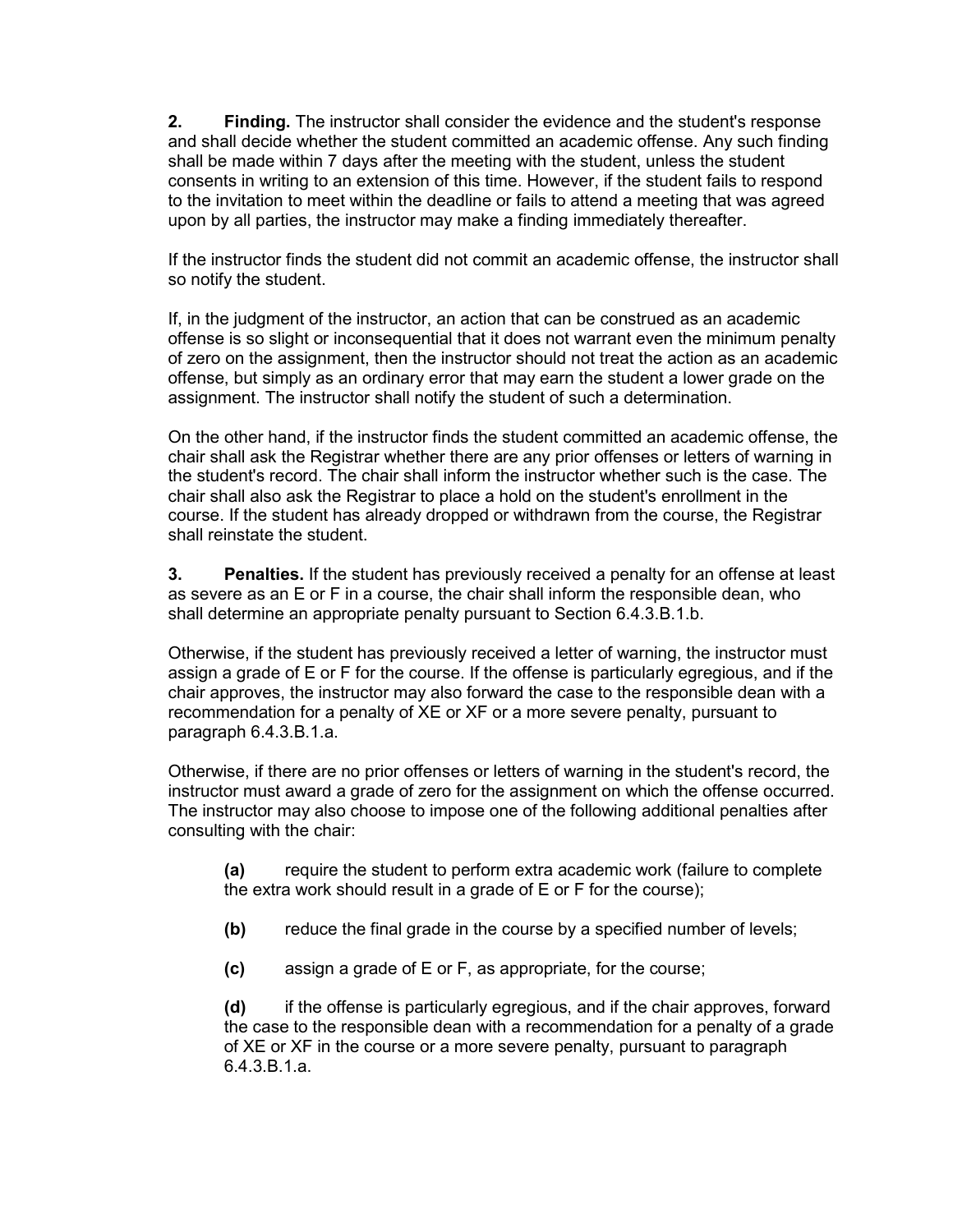**2.** **Finding.** The instructor shall consider the evidence and the student's response and shall decide whether the student committed an academic offense. Any such finding shall be made within 7 days after the meeting with the student, unless the student consents in writing to an extension of this time. However, if the student fails to respond to the invitation to meet within the deadline or fails to attend a meeting that was agreed upon by all parties, the instructor may make a finding immediately thereafter.

If the instructor finds the student did not commit an academic offense, the instructor shall so notify the student.

If, in the judgment of the instructor, an action that can be construed as an academic offense is so slight or inconsequential that it does not warrant even the minimum penalty of zero on the assignment, then the instructor should not treat the action as an academic offense, but simply as an ordinary error that may earn the student a lower grade on the assignment. The instructor shall notify the student of such a determination.

On the other hand, if the instructor finds the student committed an academic offense, the chair shall ask the Registrar whether there are any prior offenses or letters of warning in the student's record. The chair shall inform the instructor whether such is the case. The chair shall also ask the Registrar to place a hold on the student's enrollment in the course. If the student has already dropped or withdrawn from the course, the Registrar shall reinstate the student.

**3.** **Penalties.** If the student has previously received a penalty for an offense at least as severe as an E or F in a course, the chair shall inform the responsible dean, who shall determine an appropriate penalty pursuant to Section 6.4.3.B.1.b.

Otherwise, if the student has previously received a letter of warning, the instructor must assign a grade of E or F for the course. If the offense is particularly egregious, and if the chair approves, the instructor may also forward the case to the responsible dean with a recommendation for a penalty of XE or XF or a more severe penalty, pursuant to paragraph 6.4.3.B.1.a.

Otherwise, if there are no prior offenses or letters of warning in the student's record, the instructor must award a grade of zero for the assignment on which the offense occurred. The instructor may also choose to impose one of the following additional penalties after consulting with the chair:

> **(a)** require the student to perform extra academic work (failure to complete the extra work should result in a grade of E or F for the course);
>
> **(b)** reduce the final grade in the course by a specified number of levels;
>
> **(c)** assign a grade of E or F, as appropriate, for the course;
>
> **(d)** if the offense is particularly egregious, and if the chair approves, forward the case to the responsible dean with a recommendation for a penalty of a grade of XE or XF in the course or a more severe penalty, pursuant to paragraph 6.4.3.B.1.a.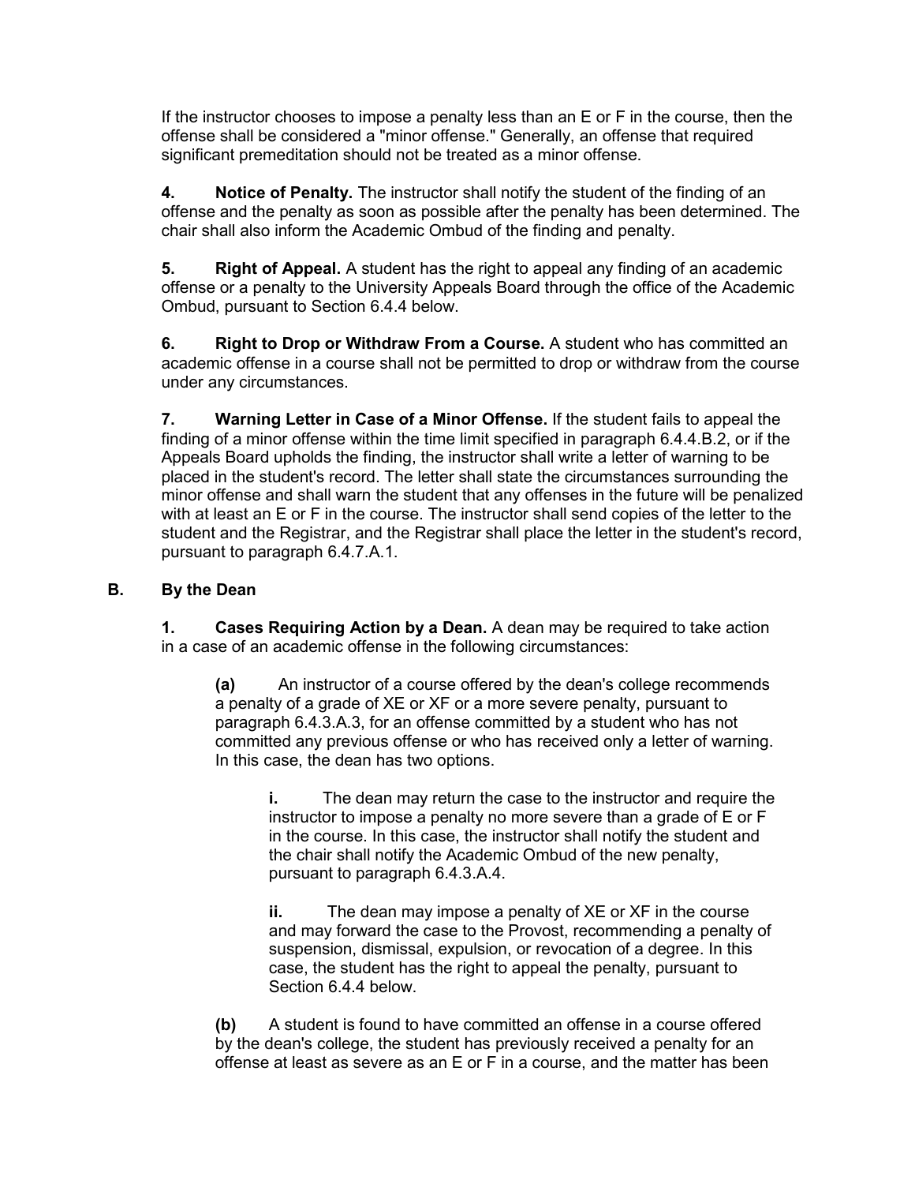If the instructor chooses to impose a penalty less than an E or F in the course, then the offense shall be considered a "minor offense." Generally, an offense that required significant premeditation should not be treated as a minor offense.

**4. Notice of Penalty.** The instructor shall notify the student of the finding of an offense and the penalty as soon as possible after the penalty has been determined. The chair shall also inform the Academic Ombud of the finding and penalty.

**5. Right of Appeal.** A student has the right to appeal any finding of an academic offense or a penalty to the University Appeals Board through the office of the Academic Ombud, pursuant to Section 6.4.4 below.

**6. Right to Drop or Withdraw From a Course.** A student who has committed an academic offense in a course shall not be permitted to drop or withdraw from the course under any circumstances.

**7. Warning Letter in Case of a Minor Offense.** If the student fails to appeal the finding of a minor offense within the time limit specified in paragraph 6.4.4.B.2, or if the Appeals Board upholds the finding, the instructor shall write a letter of warning to be placed in the student's record. The letter shall state the circumstances surrounding the minor offense and shall warn the student that any offenses in the future will be penalized with at least an E or F in the course. The instructor shall send copies of the letter to the student and the Registrar, and the Registrar shall place the letter in the student's record, pursuant to paragraph 6.4.7.A.1.

## B. By the Dean

**1. Cases Requiring Action by a Dean.** A dean may be required to take action in a case of an academic offense in the following circumstances:

**(a)** An instructor of a course offered by the dean's college recommends a penalty of a grade of XE or XF or a more severe penalty, pursuant to paragraph 6.4.3.A.3, for an offense committed by a student who has not committed any previous offense or who has received only a letter of warning. In this case, the dean has two options.

**i.** The dean may return the case to the instructor and require the instructor to impose a penalty no more severe than a grade of E or F in the course. In this case, the instructor shall notify the student and the chair shall notify the Academic Ombud of the new penalty, pursuant to paragraph 6.4.3.A.4.

**ii.** The dean may impose a penalty of XE or XF in the course and may forward the case to the Provost, recommending a penalty of suspension, dismissal, expulsion, or revocation of a degree. In this case, the student has the right to appeal the penalty, pursuant to Section 6.4.4 below.

**(b)** A student is found to have committed an offense in a course offered by the dean's college, the student has previously received a penalty for an offense at least as severe as an E or F in a course, and the matter has been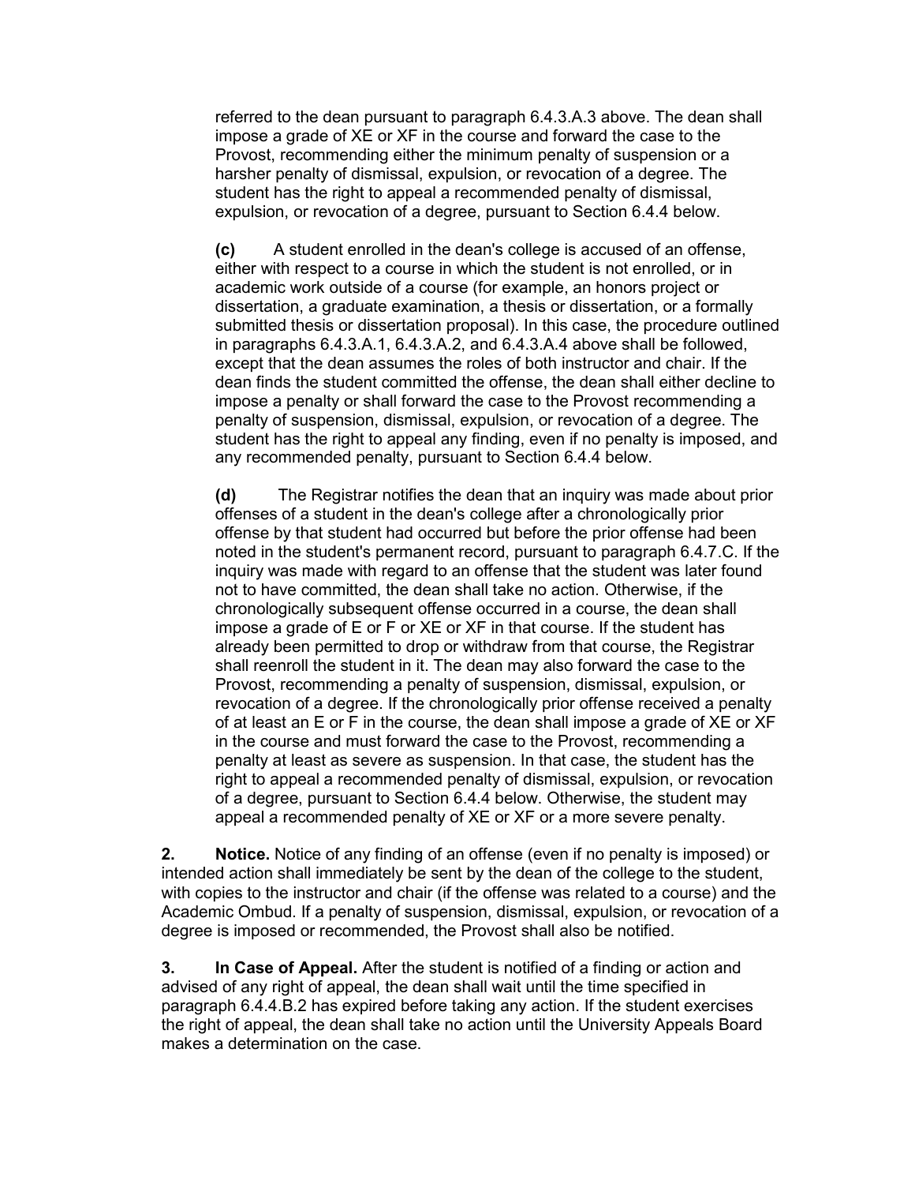referred to the dean pursuant to paragraph 6.4.3.A.3 above. The dean shall impose a grade of XE or XF in the course and forward the case to the Provost, recommending either the minimum penalty of suspension or a harsher penalty of dismissal, expulsion, or revocation of a degree. The student has the right to appeal a recommended penalty of dismissal, expulsion, or revocation of a degree, pursuant to Section 6.4.4 below.

**(c)** A student enrolled in the dean's college is accused of an offense, either with respect to a course in which the student is not enrolled, or in academic work outside of a course (for example, an honors project or dissertation, a graduate examination, a thesis or dissertation, or a formally submitted thesis or dissertation proposal). In this case, the procedure outlined in paragraphs 6.4.3.A.1, 6.4.3.A.2, and 6.4.3.A.4 above shall be followed, except that the dean assumes the roles of both instructor and chair. If the dean finds the student committed the offense, the dean shall either decline to impose a penalty or shall forward the case to the Provost recommending a penalty of suspension, dismissal, expulsion, or revocation of a degree. The student has the right to appeal any finding, even if no penalty is imposed, and any recommended penalty, pursuant to Section 6.4.4 below.

**(d)** The Registrar notifies the dean that an inquiry was made about prior offenses of a student in the dean's college after a chronologically prior offense by that student had occurred but before the prior offense had been noted in the student's permanent record, pursuant to paragraph 6.4.7.C. If the inquiry was made with regard to an offense that the student was later found not to have committed, the dean shall take no action. Otherwise, if the chronologically subsequent offense occurred in a course, the dean shall impose a grade of E or F or XE or XF in that course. If the student has already been permitted to drop or withdraw from that course, the Registrar shall reenroll the student in it. The dean may also forward the case to the Provost, recommending a penalty of suspension, dismissal, expulsion, or revocation of a degree. If the chronologically prior offense received a penalty of at least an E or F in the course, the dean shall impose a grade of XE or XF in the course and must forward the case to the Provost, recommending a penalty at least as severe as suspension. In that case, the student has the right to appeal a recommended penalty of dismissal, expulsion, or revocation of a degree, pursuant to Section 6.4.4 below. Otherwise, the student may appeal a recommended penalty of XE or XF or a more severe penalty.

**2. Notice.** Notice of any finding of an offense (even if no penalty is imposed) or intended action shall immediately be sent by the dean of the college to the student, with copies to the instructor and chair (if the offense was related to a course) and the Academic Ombud. If a penalty of suspension, dismissal, expulsion, or revocation of a degree is imposed or recommended, the Provost shall also be notified.

**3. In Case of Appeal.** After the student is notified of a finding or action and advised of any right of appeal, the dean shall wait until the time specified in paragraph 6.4.4.B.2 has expired before taking any action. If the student exercises the right of appeal, the dean shall take no action until the University Appeals Board makes a determination on the case.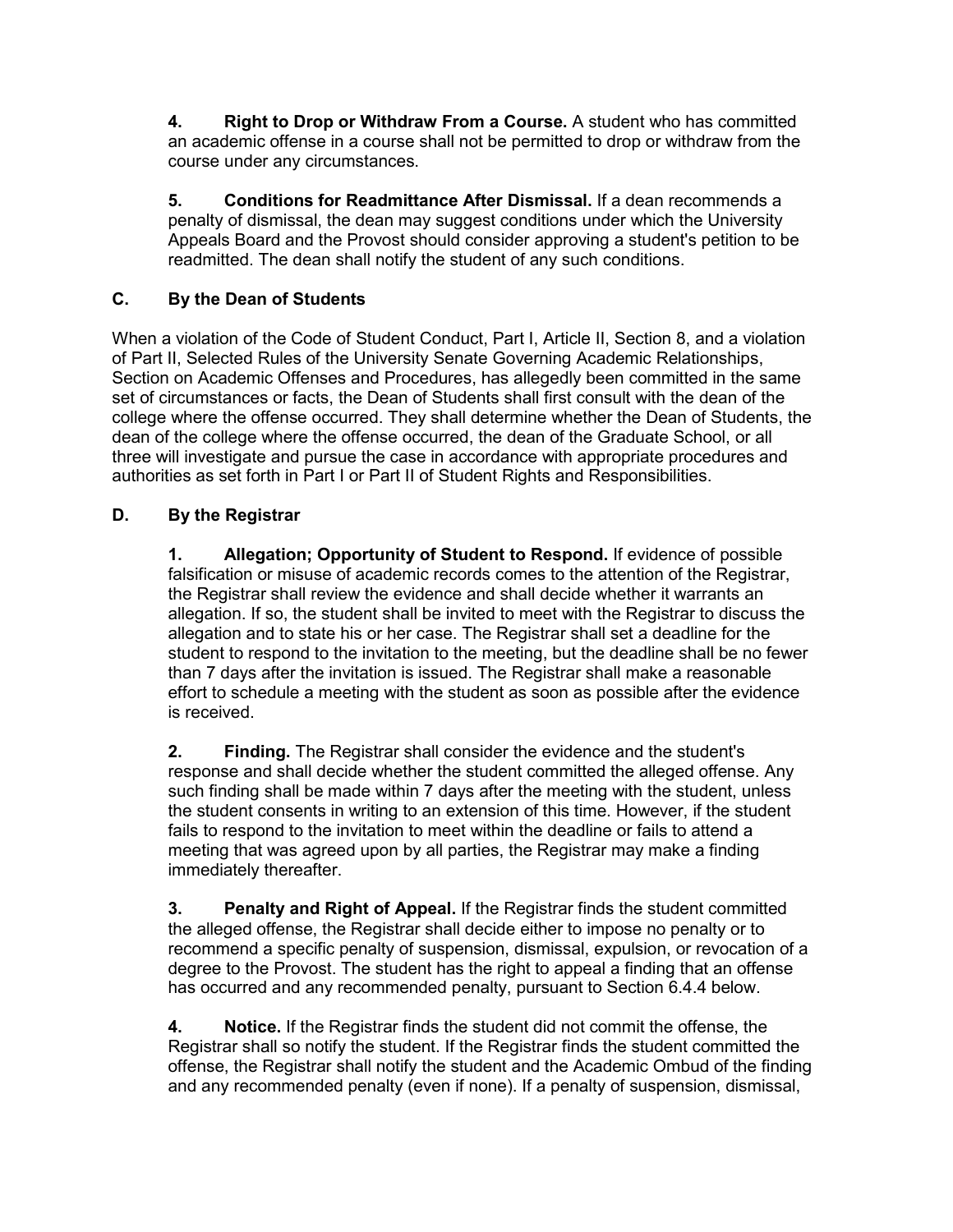**4. Right to Drop or Withdraw From a Course.** A student who has committed an academic offense in a course shall not be permitted to drop or withdraw from the course under any circumstances.

**5. Conditions for Readmittance After Dismissal.** If a dean recommends a penalty of dismissal, the dean may suggest conditions under which the University Appeals Board and the Provost should consider approving a student's petition to be readmitted. The dean shall notify the student of any such conditions.

### C. By the Dean of Students

When a violation of the Code of Student Conduct, Part I, Article II, Section 8, and a violation of Part II, Selected Rules of the University Senate Governing Academic Relationships, Section on Academic Offenses and Procedures, has allegedly been committed in the same set of circumstances or facts, the Dean of Students shall first consult with the dean of the college where the offense occurred. They shall determine whether the Dean of Students, the dean of the college where the offense occurred, the dean of the Graduate School, or all three will investigate and pursue the case in accordance with appropriate procedures and authorities as set forth in Part I or Part II of Student Rights and Responsibilities.

### D. By the Registrar

**1. Allegation; Opportunity of Student to Respond.** If evidence of possible falsification or misuse of academic records comes to the attention of the Registrar, the Registrar shall review the evidence and shall decide whether it warrants an allegation. If so, the student shall be invited to meet with the Registrar to discuss the allegation and to state his or her case. The Registrar shall set a deadline for the student to respond to the invitation to the meeting, but the deadline shall be no fewer than 7 days after the invitation is issued. The Registrar shall make a reasonable effort to schedule a meeting with the student as soon as possible after the evidence is received.

**2. Finding.** The Registrar shall consider the evidence and the student's response and shall decide whether the student committed the alleged offense. Any such finding shall be made within 7 days after the meeting with the student, unless the student consents in writing to an extension of this time. However, if the student fails to respond to the invitation to meet within the deadline or fails to attend a meeting that was agreed upon by all parties, the Registrar may make a finding immediately thereafter.

**3. Penalty and Right of Appeal.** If the Registrar finds the student committed the alleged offense, the Registrar shall decide either to impose no penalty or to recommend a specific penalty of suspension, dismissal, expulsion, or revocation of a degree to the Provost. The student has the right to appeal a finding that an offense has occurred and any recommended penalty, pursuant to Section 6.4.4 below.

**4. Notice.** If the Registrar finds the student did not commit the offense, the Registrar shall so notify the student. If the Registrar finds the student committed the offense, the Registrar shall notify the student and the Academic Ombud of the finding and any recommended penalty (even if none). If a penalty of suspension, dismissal,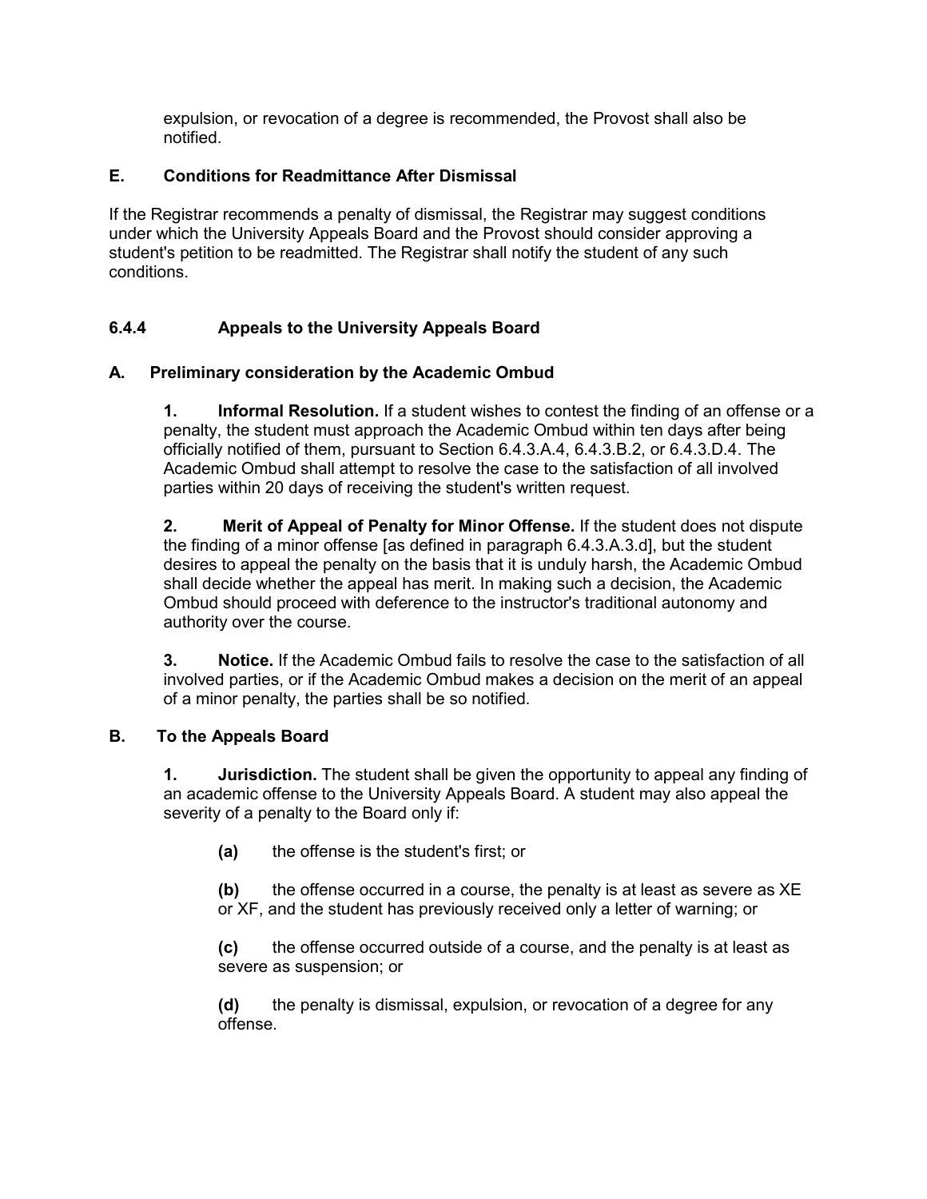expulsion, or revocation of a degree is recommended, the Provost shall also be notified.

### E. Conditions for Readmittance After Dismissal

If the Registrar recommends a penalty of dismissal, the Registrar may suggest conditions under which the University Appeals Board and the Provost should consider approving a student's petition to be readmitted. The Registrar shall notify the student of any such conditions.

## 6.4.4 Appeals to the University Appeals Board

### A. Preliminary consideration by the Academic Ombud

**1. Informal Resolution.** If a student wishes to contest the finding of an offense or a penalty, the student must approach the Academic Ombud within ten days after being officially notified of them, pursuant to Section 6.4.3.A.4, 6.4.3.B.2, or 6.4.3.D.4. The Academic Ombud shall attempt to resolve the case to the satisfaction of all involved parties within 20 days of receiving the student's written request.

**2. Merit of Appeal of Penalty for Minor Offense.** If the student does not dispute the finding of a minor offense [as defined in paragraph 6.4.3.A.3.d], but the student desires to appeal the penalty on the basis that it is unduly harsh, the Academic Ombud shall decide whether the appeal has merit. In making such a decision, the Academic Ombud should proceed with deference to the instructor's traditional autonomy and authority over the course.

**3. Notice.** If the Academic Ombud fails to resolve the case to the satisfaction of all involved parties, or if the Academic Ombud makes a decision on the merit of an appeal of a minor penalty, the parties shall be so notified.

### B. To the Appeals Board

**1. Jurisdiction.** The student shall be given the opportunity to appeal any finding of an academic offense to the University Appeals Board. A student may also appeal the severity of a penalty to the Board only if:

**(a)** the offense is the student's first; or

**(b)** the offense occurred in a course, the penalty is at least as severe as XE or XF, and the student has previously received only a letter of warning; or

**(c)** the offense occurred outside of a course, and the penalty is at least as severe as suspension; or

**(d)** the penalty is dismissal, expulsion, or revocation of a degree for any offense.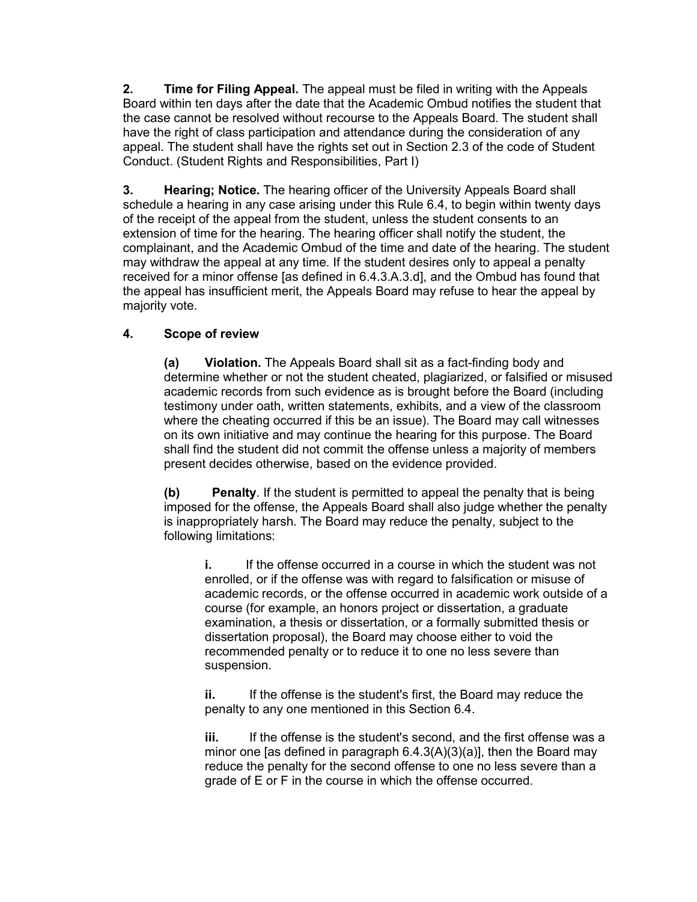**2. Time for Filing Appeal.** The appeal must be filed in writing with the Appeals Board within ten days after the date that the Academic Ombud notifies the student that the case cannot be resolved without recourse to the Appeals Board. The student shall have the right of class participation and attendance during the consideration of any appeal. The student shall have the rights set out in Section 2.3 of the code of Student Conduct. (Student Rights and Responsibilities, Part I)

**3. Hearing; Notice.** The hearing officer of the University Appeals Board shall schedule a hearing in any case arising under this Rule 6.4, to begin within twenty days of the receipt of the appeal from the student, unless the student consents to an extension of time for the hearing. The hearing officer shall notify the student, the complainant, and the Academic Ombud of the time and date of the hearing. The student may withdraw the appeal at any time. If the student desires only to appeal a penalty received for a minor offense [as defined in 6.4.3.A.3.d], and the Ombud has found that the appeal has insufficient merit, the Appeals Board may refuse to hear the appeal by majority vote.

**4. Scope of review**

**(a) Violation.** The Appeals Board shall sit as a fact-finding body and determine whether or not the student cheated, plagiarized, or falsified or misused academic records from such evidence as is brought before the Board (including testimony under oath, written statements, exhibits, and a view of the classroom where the cheating occurred if this be an issue). The Board may call witnesses on its own initiative and may continue the hearing for this purpose. The Board shall find the student did not commit the offense unless a majority of members present decides otherwise, based on the evidence provided.

**(b) Penalty**. If the student is permitted to appeal the penalty that is being imposed for the offense, the Appeals Board shall also judge whether the penalty is inappropriately harsh. The Board may reduce the penalty, subject to the following limitations:

**i.** If the offense occurred in a course in which the student was not enrolled, or if the offense was with regard to falsification or misuse of academic records, or the offense occurred in academic work outside of a course (for example, an honors project or dissertation, a graduate examination, a thesis or dissertation, or a formally submitted thesis or dissertation proposal), the Board may choose either to void the recommended penalty or to reduce it to one no less severe than suspension.

**ii.** If the offense is the student's first, the Board may reduce the penalty to any one mentioned in this Section 6.4.

**iii.** If the offense is the student's second, and the first offense was a minor one [as defined in paragraph 6.4.3(A)(3)(a)], then the Board may reduce the penalty for the second offense to one no less severe than a grade of E or F in the course in which the offense occurred.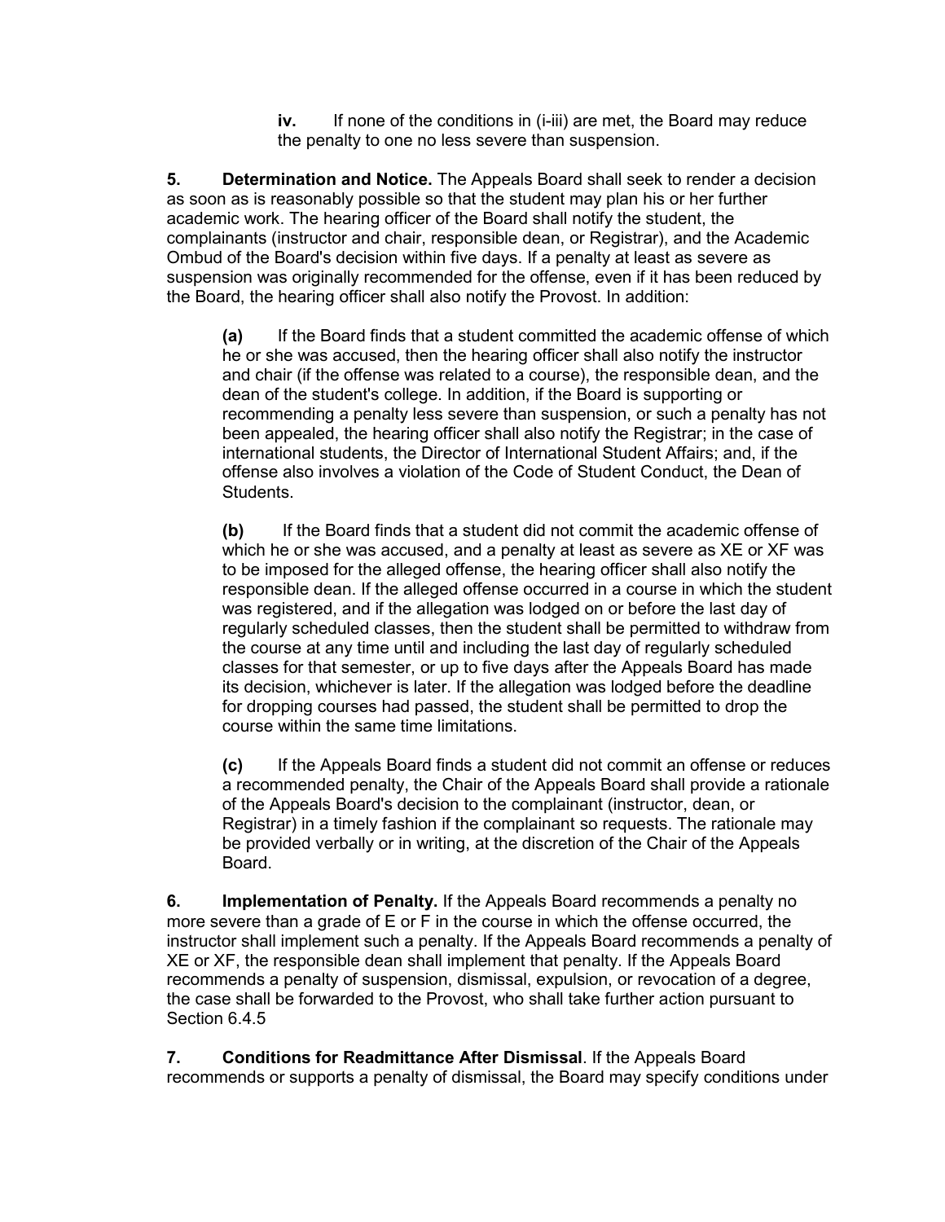**iv.** If none of the conditions in (i-iii) are met, the Board may reduce the penalty to one no less severe than suspension.

**5. Determination and Notice.** The Appeals Board shall seek to render a decision as soon as is reasonably possible so that the student may plan his or her further academic work. The hearing officer of the Board shall notify the student, the complainants (instructor and chair, responsible dean, or Registrar), and the Academic Ombud of the Board's decision within five days. If a penalty at least as severe as suspension was originally recommended for the offense, even if it has been reduced by the Board, the hearing officer shall also notify the Provost. In addition:

**(a)** If the Board finds that a student committed the academic offense of which he or she was accused, then the hearing officer shall also notify the instructor and chair (if the offense was related to a course), the responsible dean, and the dean of the student's college. In addition, if the Board is supporting or recommending a penalty less severe than suspension, or such a penalty has not been appealed, the hearing officer shall also notify the Registrar; in the case of international students, the Director of International Student Affairs; and, if the offense also involves a violation of the Code of Student Conduct, the Dean of Students.

**(b)** If the Board finds that a student did not commit the academic offense of which he or she was accused, and a penalty at least as severe as XE or XF was to be imposed for the alleged offense, the hearing officer shall also notify the responsible dean. If the alleged offense occurred in a course in which the student was registered, and if the allegation was lodged on or before the last day of regularly scheduled classes, then the student shall be permitted to withdraw from the course at any time until and including the last day of regularly scheduled classes for that semester, or up to five days after the Appeals Board has made its decision, whichever is later. If the allegation was lodged before the deadline for dropping courses had passed, the student shall be permitted to drop the course within the same time limitations.

**(c)** If the Appeals Board finds a student did not commit an offense or reduces a recommended penalty, the Chair of the Appeals Board shall provide a rationale of the Appeals Board's decision to the complainant (instructor, dean, or Registrar) in a timely fashion if the complainant so requests. The rationale may be provided verbally or in writing, at the discretion of the Chair of the Appeals Board.

**6. Implementation of Penalty.** If the Appeals Board recommends a penalty no more severe than a grade of E or F in the course in which the offense occurred, the instructor shall implement such a penalty. If the Appeals Board recommends a penalty of XE or XF, the responsible dean shall implement that penalty. If the Appeals Board recommends a penalty of suspension, dismissal, expulsion, or revocation of a degree, the case shall be forwarded to the Provost, who shall take further action pursuant to Section 6.4.5

**7. Conditions for Readmittance After Dismissal**. If the Appeals Board recommends or supports a penalty of dismissal, the Board may specify conditions under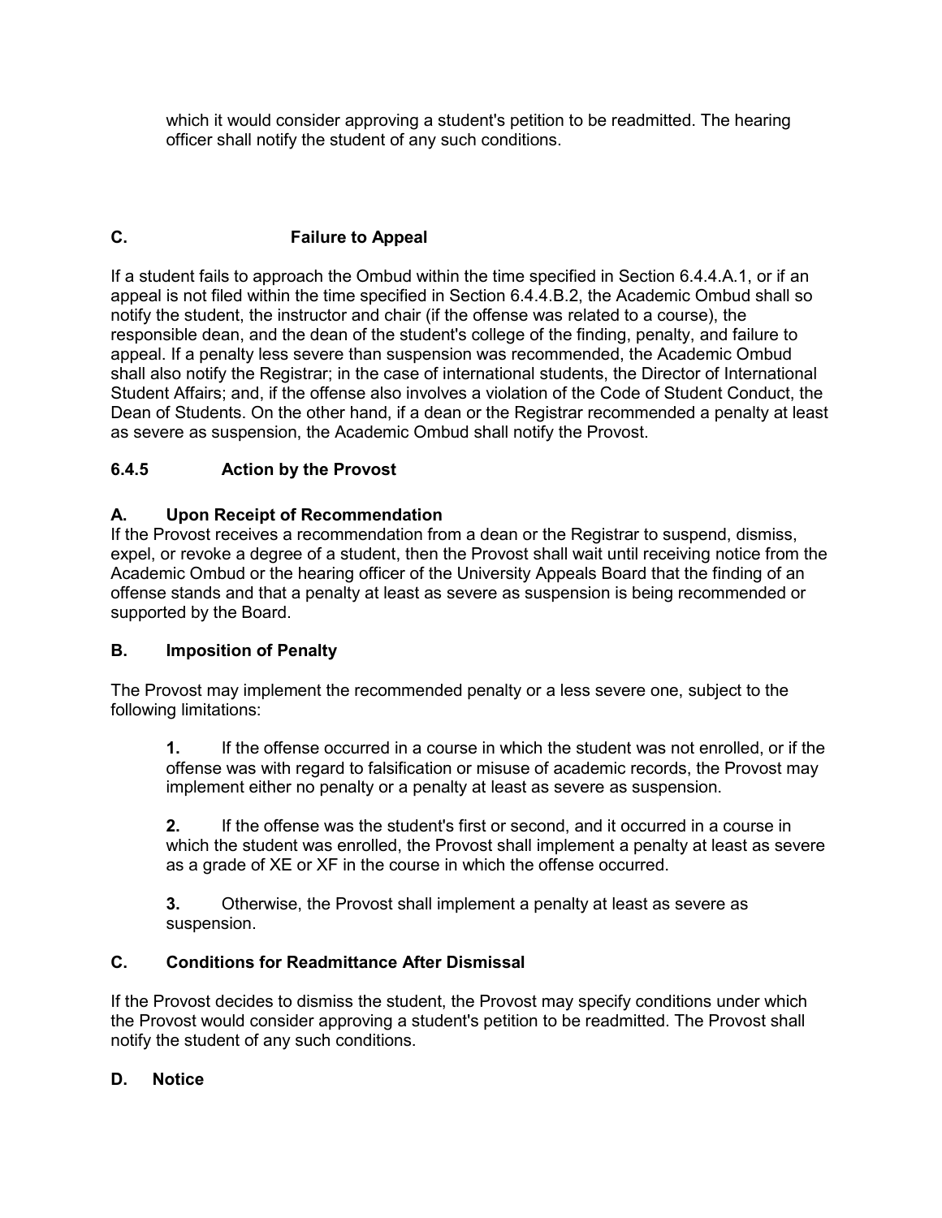which it would consider approving a student's petition to be readmitted. The hearing officer shall notify the student of any such conditions.

**C. Failure to Appeal**

If a student fails to approach the Ombud within the time specified in Section 6.4.4.A.1, or if an appeal is not filed within the time specified in Section 6.4.4.B.2, the Academic Ombud shall so notify the student, the instructor and chair (if the offense was related to a course), the responsible dean, and the dean of the student's college of the finding, penalty, and failure to appeal. If a penalty less severe than suspension was recommended, the Academic Ombud shall also notify the Registrar; in the case of international students, the Director of International Student Affairs; and, if the offense also involves a violation of the Code of Student Conduct, the Dean of Students. On the other hand, if a dean or the Registrar recommended a penalty at least as severe as suspension, the Academic Ombud shall notify the Provost.

### 6.4.5 Action by the Provost

**A. Upon Receipt of Recommendation**

If the Provost receives a recommendation from a dean or the Registrar to suspend, dismiss, expel, or revoke a degree of a student, then the Provost shall wait until receiving notice from the Academic Ombud or the hearing officer of the University Appeals Board that the finding of an offense stands and that a penalty at least as severe as suspension is being recommended or supported by the Board.

**B. Imposition of Penalty**

The Provost may implement the recommended penalty or a less severe one, subject to the following limitations:

**1.** If the offense occurred in a course in which the student was not enrolled, or if the offense was with regard to falsification or misuse of academic records, the Provost may implement either no penalty or a penalty at least as severe as suspension.

**2.** If the offense was the student's first or second, and it occurred in a course in which the student was enrolled, the Provost shall implement a penalty at least as severe as a grade of XE or XF in the course in which the offense occurred.

**3.** Otherwise, the Provost shall implement a penalty at least as severe as suspension.

**C. Conditions for Readmittance After Dismissal**

If the Provost decides to dismiss the student, the Provost may specify conditions under which the Provost would consider approving a student's petition to be readmitted. The Provost shall notify the student of any such conditions.

**D. Notice**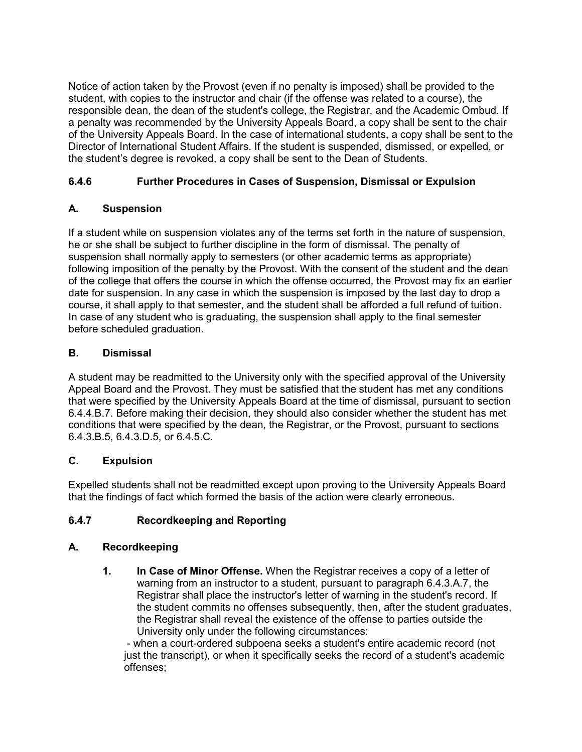Notice of action taken by the Provost (even if no penalty is imposed) shall be provided to the student, with copies to the instructor and chair (if the offense was related to a course), the responsible dean, the dean of the student's college, the Registrar, and the Academic Ombud. If a penalty was recommended by the University Appeals Board, a copy shall be sent to the chair of the University Appeals Board. In the case of international students, a copy shall be sent to the Director of International Student Affairs. If the student is suspended, dismissed, or expelled, or the student's degree is revoked, a copy shall be sent to the Dean of Students.

### 6.4.6 Further Procedures in Cases of Suspension, Dismissal or Expulsion

#### A. Suspension

If a student while on suspension violates any of the terms set forth in the nature of suspension, he or she shall be subject to further discipline in the form of dismissal. The penalty of suspension shall normally apply to semesters (or other academic terms as appropriate) following imposition of the penalty by the Provost. With the consent of the student and the dean of the college that offers the course in which the offense occurred, the Provost may fix an earlier date for suspension. In any case in which the suspension is imposed by the last day to drop a course, it shall apply to that semester, and the student shall be afforded a full refund of tuition. In case of any student who is graduating, the suspension shall apply to the final semester before scheduled graduation.

#### B. Dismissal

A student may be readmitted to the University only with the specified approval of the University Appeal Board and the Provost. They must be satisfied that the student has met any conditions that were specified by the University Appeals Board at the time of dismissal, pursuant to section 6.4.4.B.7. Before making their decision, they should also consider whether the student has met conditions that were specified by the dean, the Registrar, or the Provost, pursuant to sections 6.4.3.B.5, 6.4.3.D.5, or 6.4.5.C.

#### C. Expulsion

Expelled students shall not be readmitted except upon proving to the University Appeals Board that the findings of fact which formed the basis of the action were clearly erroneous.

### 6.4.7 Recordkeeping and Reporting

#### A. Recordkeeping

1. **In Case of Minor Offense.** When the Registrar receives a copy of a letter of warning from an instructor to a student, pursuant to paragraph 6.4.3.A.7, the Registrar shall place the instructor's letter of warning in the student's record. If the student commits no offenses subsequently, then, after the student graduates, the Registrar shall reveal the existence of the offense to parties outside the University only under the following circumstances:

   - when a court-ordered subpoena seeks a student's entire academic record (not just the transcript), or when it specifically seeks the record of a student's academic offenses;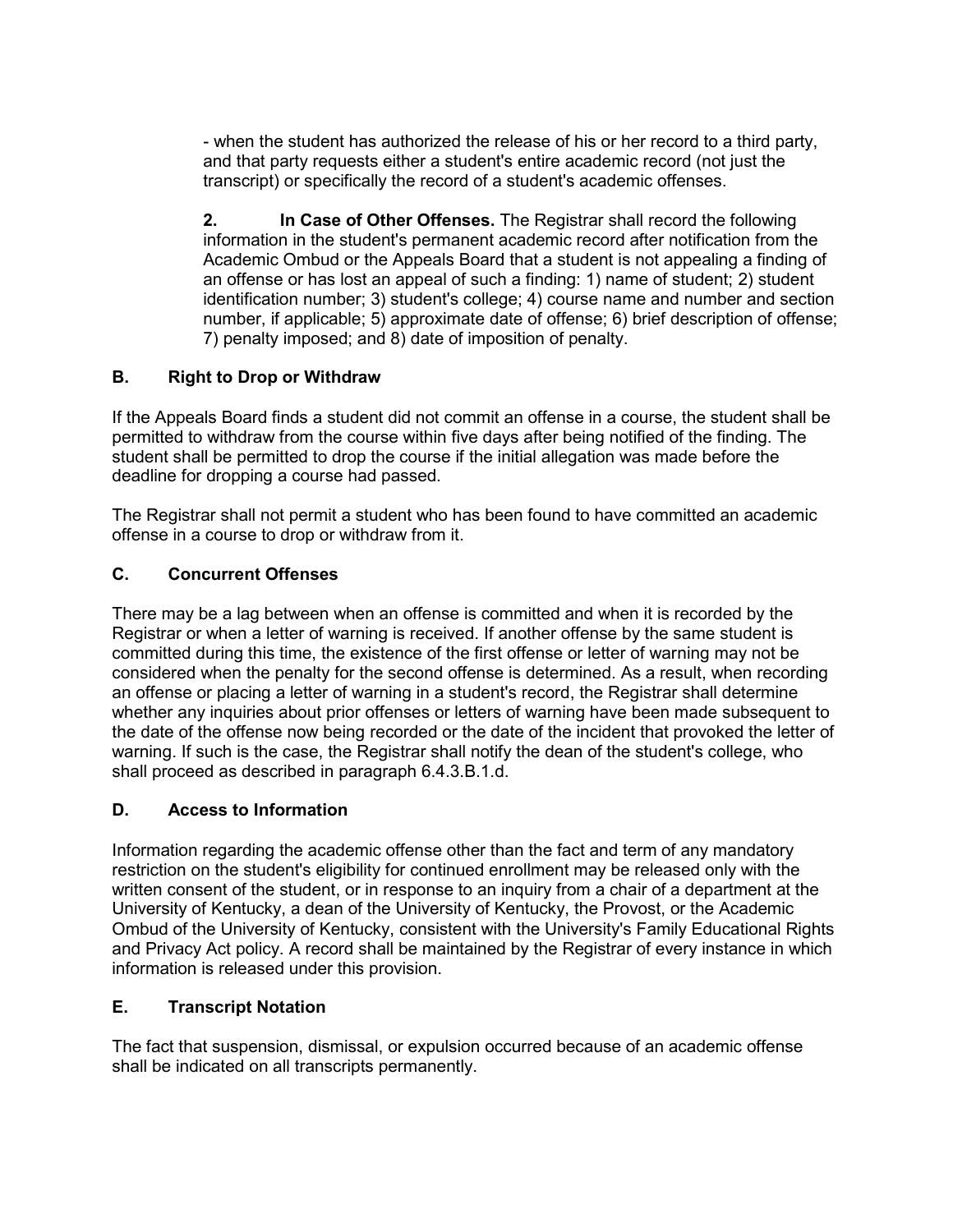- when the student has authorized the release of his or her record to a third party, and that party requests either a student's entire academic record (not just the transcript) or specifically the record of a student's academic offenses.

**2. In Case of Other Offenses.** The Registrar shall record the following information in the student's permanent academic record after notification from the Academic Ombud or the Appeals Board that a student is not appealing a finding of an offense or has lost an appeal of such a finding: 1) name of student; 2) student identification number; 3) student's college; 4) course name and number and section number, if applicable; 5) approximate date of offense; 6) brief description of offense; 7) penalty imposed; and 8) date of imposition of penalty.

### B. Right to Drop or Withdraw

If the Appeals Board finds a student did not commit an offense in a course, the student shall be permitted to withdraw from the course within five days after being notified of the finding. The student shall be permitted to drop the course if the initial allegation was made before the deadline for dropping a course had passed.

The Registrar shall not permit a student who has been found to have committed an academic offense in a course to drop or withdraw from it.

### C. Concurrent Offenses

There may be a lag between when an offense is committed and when it is recorded by the Registrar or when a letter of warning is received. If another offense by the same student is committed during this time, the existence of the first offense or letter of warning may not be considered when the penalty for the second offense is determined. As a result, when recording an offense or placing a letter of warning in a student's record, the Registrar shall determine whether any inquiries about prior offenses or letters of warning have been made subsequent to the date of the offense now being recorded or the date of the incident that provoked the letter of warning. If such is the case, the Registrar shall notify the dean of the student's college, who shall proceed as described in paragraph 6.4.3.B.1.d.

### D. Access to Information

Information regarding the academic offense other than the fact and term of any mandatory restriction on the student's eligibility for continued enrollment may be released only with the written consent of the student, or in response to an inquiry from a chair of a department at the University of Kentucky, a dean of the University of Kentucky, the Provost, or the Academic Ombud of the University of Kentucky, consistent with the University's Family Educational Rights and Privacy Act policy. A record shall be maintained by the Registrar of every instance in which information is released under this provision.

### E. Transcript Notation

The fact that suspension, dismissal, or expulsion occurred because of an academic offense shall be indicated on all transcripts permanently.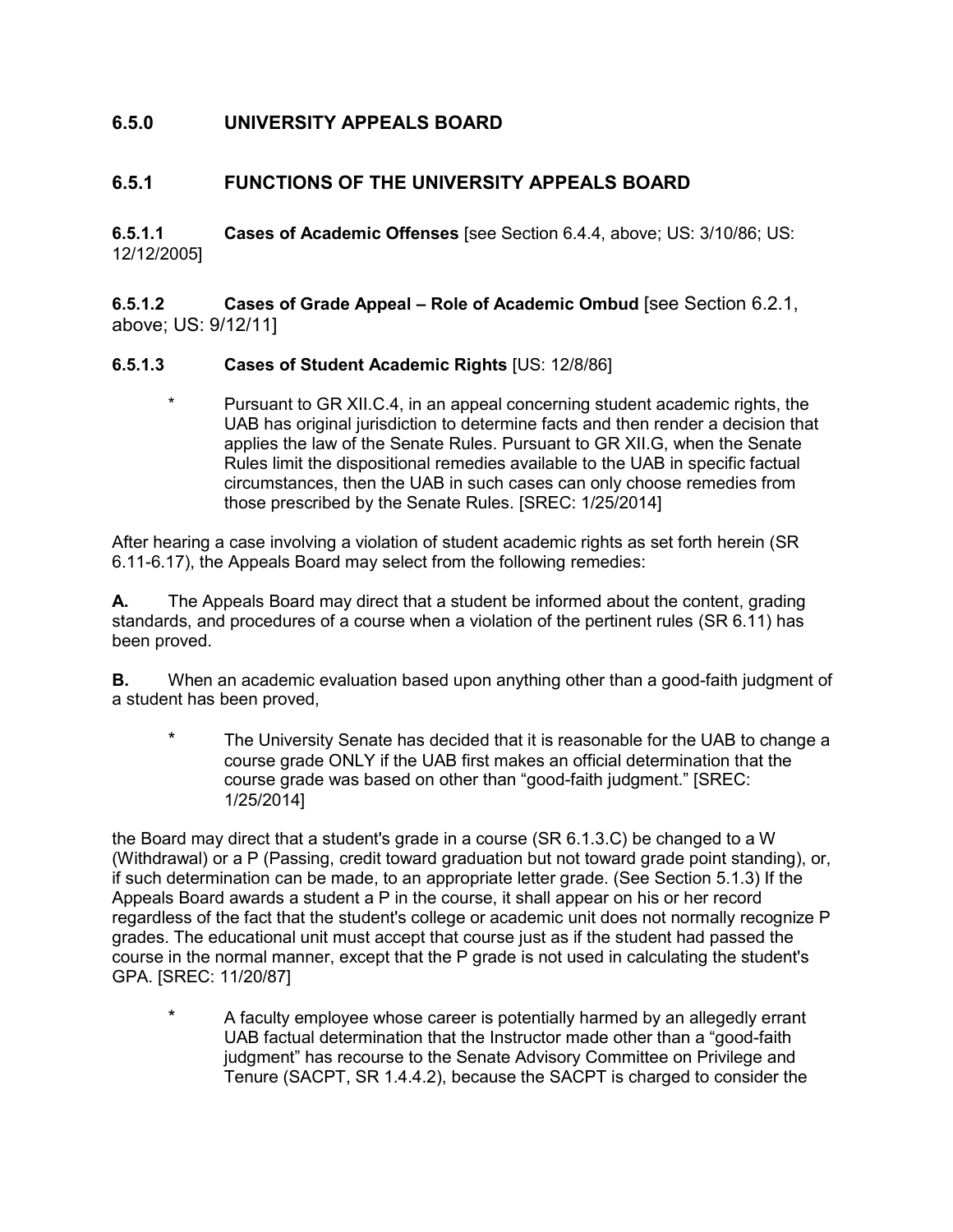## 6.5.0 UNIVERSITY APPEALS BOARD

## 6.5.1 FUNCTIONS OF THE UNIVERSITY APPEALS BOARD

**6.5.1.1 Cases of Academic Offenses** [see Section 6.4.4, above; US: 3/10/86; US: 12/12/2005]

**6.5.1.2 Cases of Grade Appeal – Role of Academic Ombud** [see Section 6.2.1, above; US: 9/12/11]

**6.5.1.3 Cases of Student Academic Rights** [US: 12/8/86]

> * Pursuant to GR XII.C.4, in an appeal concerning student academic rights, the UAB has original jurisdiction to determine facts and then render a decision that applies the law of the Senate Rules. Pursuant to GR XII.G, when the Senate Rules limit the dispositional remedies available to the UAB in specific factual circumstances, then the UAB in such cases can only choose remedies from those prescribed by the Senate Rules. [SREC: 1/25/2014]

After hearing a case involving a violation of student academic rights as set forth herein (SR 6.11-6.17), the Appeals Board may select from the following remedies:

**A.** The Appeals Board may direct that a student be informed about the content, grading standards, and procedures of a course when a violation of the pertinent rules (SR 6.11) has been proved.

**B.** When an academic evaluation based upon anything other than a good-faith judgment of a student has been proved,

> * The University Senate has decided that it is reasonable for the UAB to change a course grade ONLY if the UAB first makes an official determination that the course grade was based on other than "good-faith judgment." [SREC: 1/25/2014]

the Board may direct that a student's grade in a course (SR 6.1.3.C) be changed to a W (Withdrawal) or a P (Passing, credit toward graduation but not toward grade point standing), or, if such determination can be made, to an appropriate letter grade. (See Section 5.1.3) If the Appeals Board awards a student a P in the course, it shall appear on his or her record regardless of the fact that the student's college or academic unit does not normally recognize P grades. The educational unit must accept that course just as if the student had passed the course in the normal manner, except that the P grade is not used in calculating the student's GPA. [SREC: 11/20/87]

> * A faculty employee whose career is potentially harmed by an allegedly errant UAB factual determination that the Instructor made other than a "good-faith judgment" has recourse to the Senate Advisory Committee on Privilege and Tenure (SACPT, SR 1.4.4.2), because the SACPT is charged to consider the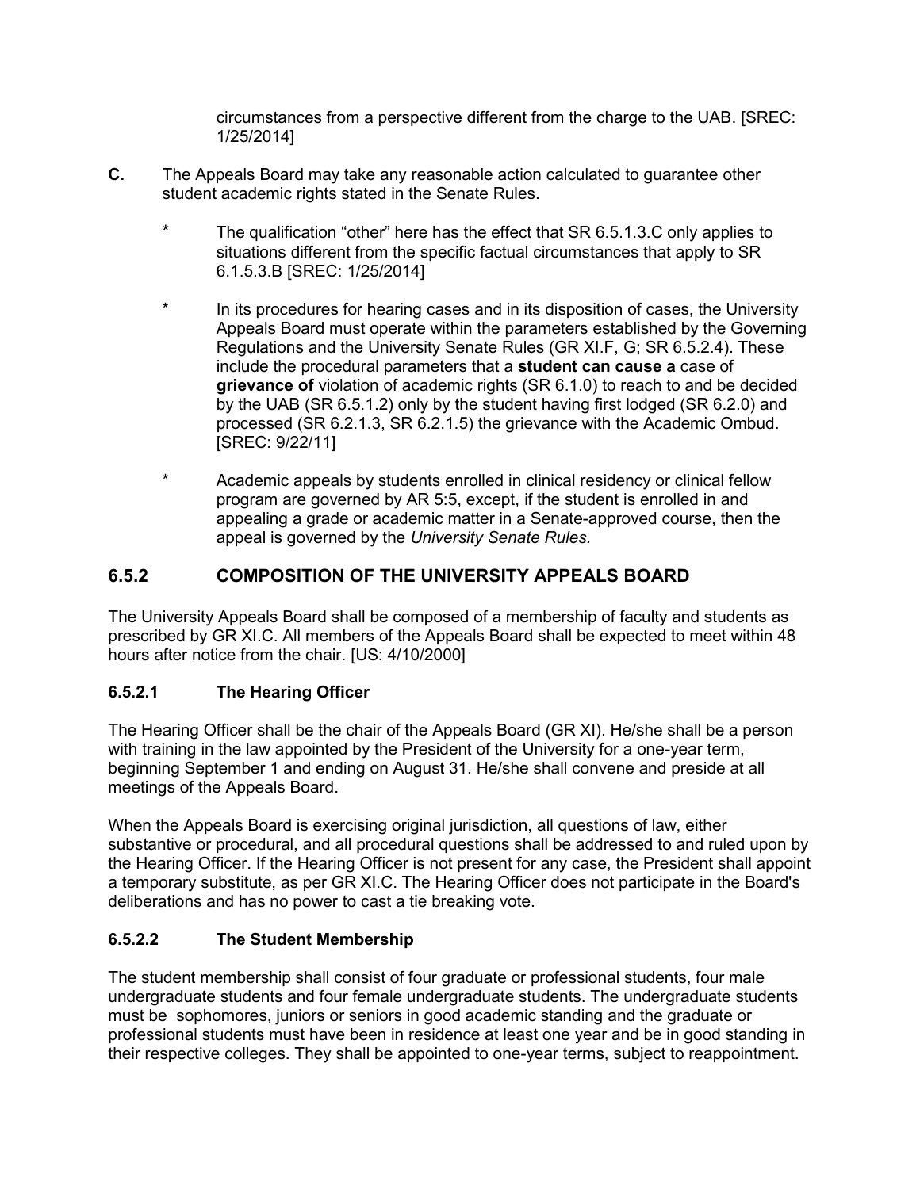circumstances from a perspective different from the charge to the UAB. [SREC: 1/25/2014]

**C.** The Appeals Board may take any reasonable action calculated to guarantee other student academic rights stated in the Senate Rules.

\* The qualification "other" here has the effect that SR 6.5.1.3.C only applies to situations different from the specific factual circumstances that apply to SR 6.1.5.3.B [SREC: 1/25/2014]

\* In its procedures for hearing cases and in its disposition of cases, the University Appeals Board must operate within the parameters established by the Governing Regulations and the University Senate Rules (GR XI.F, G; SR 6.5.2.4). These include the procedural parameters that a **student can cause a** case of **grievance of** violation of academic rights (SR 6.1.0) to reach to and be decided by the UAB (SR 6.5.1.2) only by the student having first lodged (SR 6.2.0) and processed (SR 6.2.1.3, SR 6.2.1.5) the grievance with the Academic Ombud. [SREC: 9/22/11]

\* Academic appeals by students enrolled in clinical residency or clinical fellow program are governed by AR 5:5, except, if the student is enrolled in and appealing a grade or academic matter in a Senate-approved course, then the appeal is governed by the *University Senate Rules.*

## 6.5.2 COMPOSITION OF THE UNIVERSITY APPEALS BOARD

The University Appeals Board shall be composed of a membership of faculty and students as prescribed by GR XI.C. All members of the Appeals Board shall be expected to meet within 48 hours after notice from the chair. [US: 4/10/2000]

### 6.5.2.1 The Hearing Officer

The Hearing Officer shall be the chair of the Appeals Board (GR XI). He/she shall be a person with training in the law appointed by the President of the University for a one-year term, beginning September 1 and ending on August 31. He/she shall convene and preside at all meetings of the Appeals Board.

When the Appeals Board is exercising original jurisdiction, all questions of law, either substantive or procedural, and all procedural questions shall be addressed to and ruled upon by the Hearing Officer. If the Hearing Officer is not present for any case, the President shall appoint a temporary substitute, as per GR XI.C. The Hearing Officer does not participate in the Board's deliberations and has no power to cast a tie breaking vote.

### 6.5.2.2 The Student Membership

The student membership shall consist of four graduate or professional students, four male undergraduate students and four female undergraduate students. The undergraduate students must be sophomores, juniors or seniors in good academic standing and the graduate or professional students must have been in residence at least one year and be in good standing in their respective colleges. They shall be appointed to one-year terms, subject to reappointment.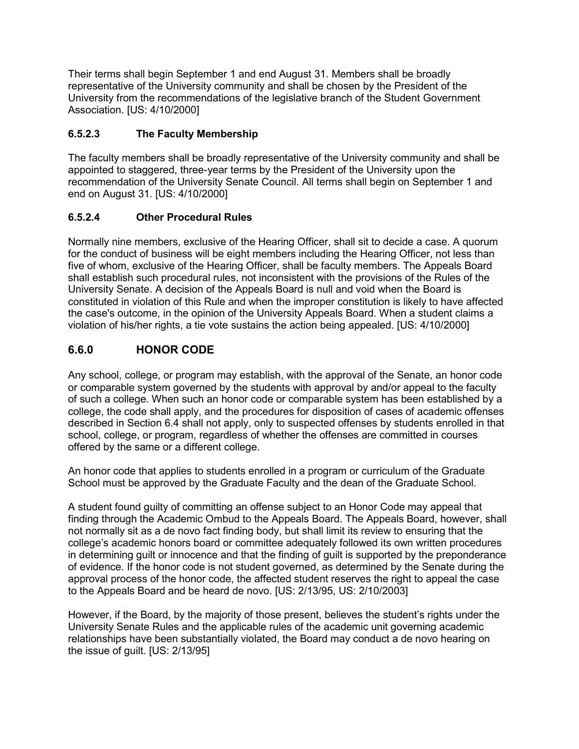Their terms shall begin September 1 and end August 31. Members shall be broadly representative of the University community and shall be chosen by the President of the University from the recommendations of the legislative branch of the Student Government Association. [US: 4/10/2000]

### 6.5.2.3 The Faculty Membership

The faculty members shall be broadly representative of the University community and shall be appointed to staggered, three-year terms by the President of the University upon the recommendation of the University Senate Council. All terms shall begin on September 1 and end on August 31. [US: 4/10/2000]

### 6.5.2.4 Other Procedural Rules

Normally nine members, exclusive of the Hearing Officer, shall sit to decide a case. A quorum for the conduct of business will be eight members including the Hearing Officer, not less than five of whom, exclusive of the Hearing Officer, shall be faculty members. The Appeals Board shall establish such procedural rules, not inconsistent with the provisions of the Rules of the University Senate. A decision of the Appeals Board is null and void when the Board is constituted in violation of this Rule and when the improper constitution is likely to have affected the case's outcome, in the opinion of the University Appeals Board. When a student claims a violation of his/her rights, a tie vote sustains the action being appealed. [US: 4/10/2000]

## 6.6.0 HONOR CODE

Any school, college, or program may establish, with the approval of the Senate, an honor code or comparable system governed by the students with approval by and/or appeal to the faculty of such a college. When such an honor code or comparable system has been established by a college, the code shall apply, and the procedures for disposition of cases of academic offenses described in Section 6.4 shall not apply, only to suspected offenses by students enrolled in that school, college, or program, regardless of whether the offenses are committed in courses offered by the same or a different college.

An honor code that applies to students enrolled in a program or curriculum of the Graduate School must be approved by the Graduate Faculty and the dean of the Graduate School.

A student found guilty of committing an offense subject to an Honor Code may appeal that finding through the Academic Ombud to the Appeals Board. The Appeals Board, however, shall not normally sit as a de novo fact finding body, but shall limit its review to ensuring that the college's academic honors board or committee adequately followed its own written procedures in determining guilt or innocence and that the finding of guilt is supported by the preponderance of evidence. If the honor code is not student governed, as determined by the Senate during the approval process of the honor code, the affected student reserves the right to appeal the case to the Appeals Board and be heard de novo. [US: 2/13/95, US: 2/10/2003]

However, if the Board, by the majority of those present, believes the student's rights under the University Senate Rules and the applicable rules of the academic unit governing academic relationships have been substantially violated, the Board may conduct a de novo hearing on the issue of guilt. [US: 2/13/95]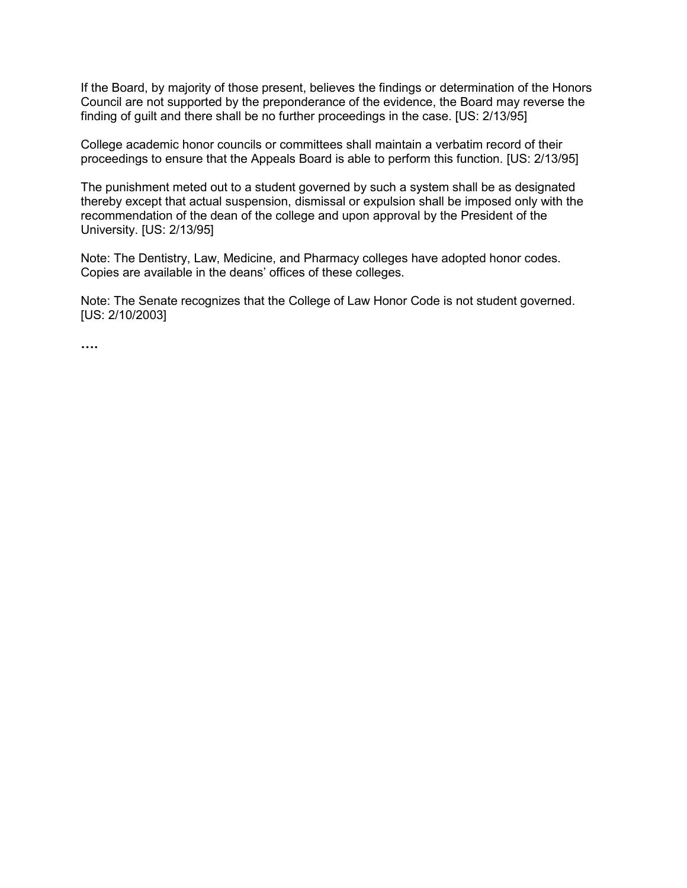If the Board, by majority of those present, believes the findings or determination of the Honors Council are not supported by the preponderance of the evidence, the Board may reverse the finding of guilt and there shall be no further proceedings in the case. [US: 2/13/95]

College academic honor councils or committees shall maintain a verbatim record of their proceedings to ensure that the Appeals Board is able to perform this function. [US: 2/13/95]

The punishment meted out to a student governed by such a system shall be as designated thereby except that actual suspension, dismissal or expulsion shall be imposed only with the recommendation of the dean of the college and upon approval by the President of the University. [US: 2/13/95]

Note: The Dentistry, Law, Medicine, and Pharmacy colleges have adopted honor codes. Copies are available in the deans' offices of these colleges.

Note: The Senate recognizes that the College of Law Honor Code is not student governed. [US: 2/10/2003]

**….**